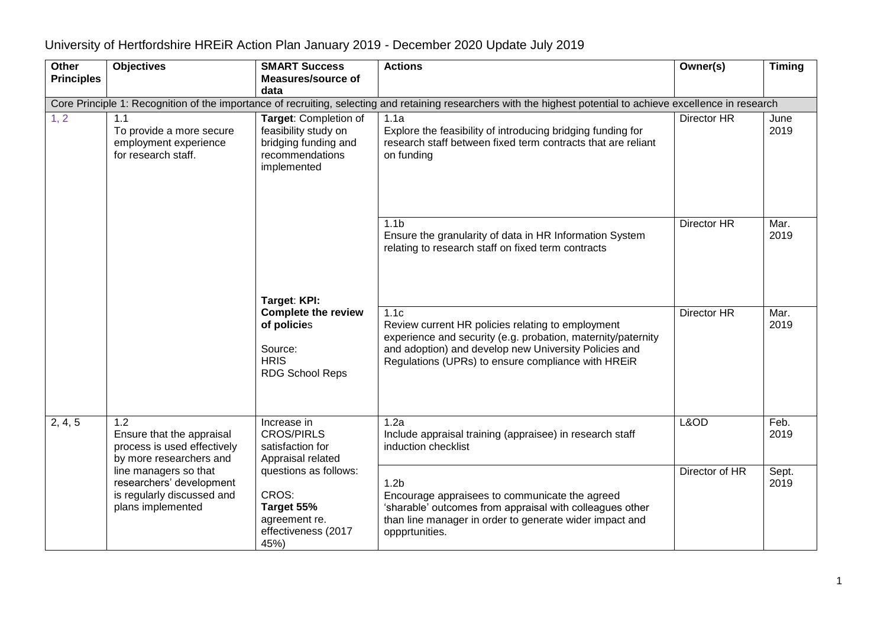University of Hertfordshire HREiR Action Plan January 2019 - December 2020 Update July 2019

| Other Principles | Objectives | SMART Success Measures/source of data | Actions | Owner(s) | Timing |
|---|---|---|---|---|---|
| Core Principle 1: Recognition of the importance of recruiting, selecting and retaining researchers with the highest potential to achieve excellence in research | | | | | |
| 1, 2 | 1.1 To provide a more secure employment experience for research staff. | **Target**: Completion of feasibility study on bridging funding and recommendations implemented | 1.1a Explore the feasibility of introducing bridging funding for research staff between fixed term contracts that are reliant on funding | Director HR | June 2019 |
| | | | 1.1b Ensure the granularity of data in HR Information System relating to research staff on fixed term contracts | Director HR | Mar. 2019 |
| | | **Target**: **KPI: Complete the review of policies** Source: HRIS RDG School Reps | 1.1c Review current HR policies relating to employment experience and security (e.g. probation, maternity/paternity and adoption) and develop new University Policies and Regulations (UPRs) to ensure compliance with HREiR | Director HR | Mar. 2019 |
| 2, 4, 5 | 1.2 Ensure that the appraisal process is used effectively by more researchers and line managers so that researchers' development is regularly discussed and plans implemented | Increase in CROS/PIRLS satisfaction for Appraisal related questions as follows: CROS: **Target 55%** agreement re. effectiveness (2017 45%) | 1.2a Include appraisal training (appraisee) in research staff induction checklist | L&OD | Feb. 2019 |
| | | | 1.2b Encourage appraisees to communicate the agreed 'sharable' outcomes from appraisal with colleagues other than line manager in order to generate wider impact and oppprtunities. | Director of HR | Sept. 2019 |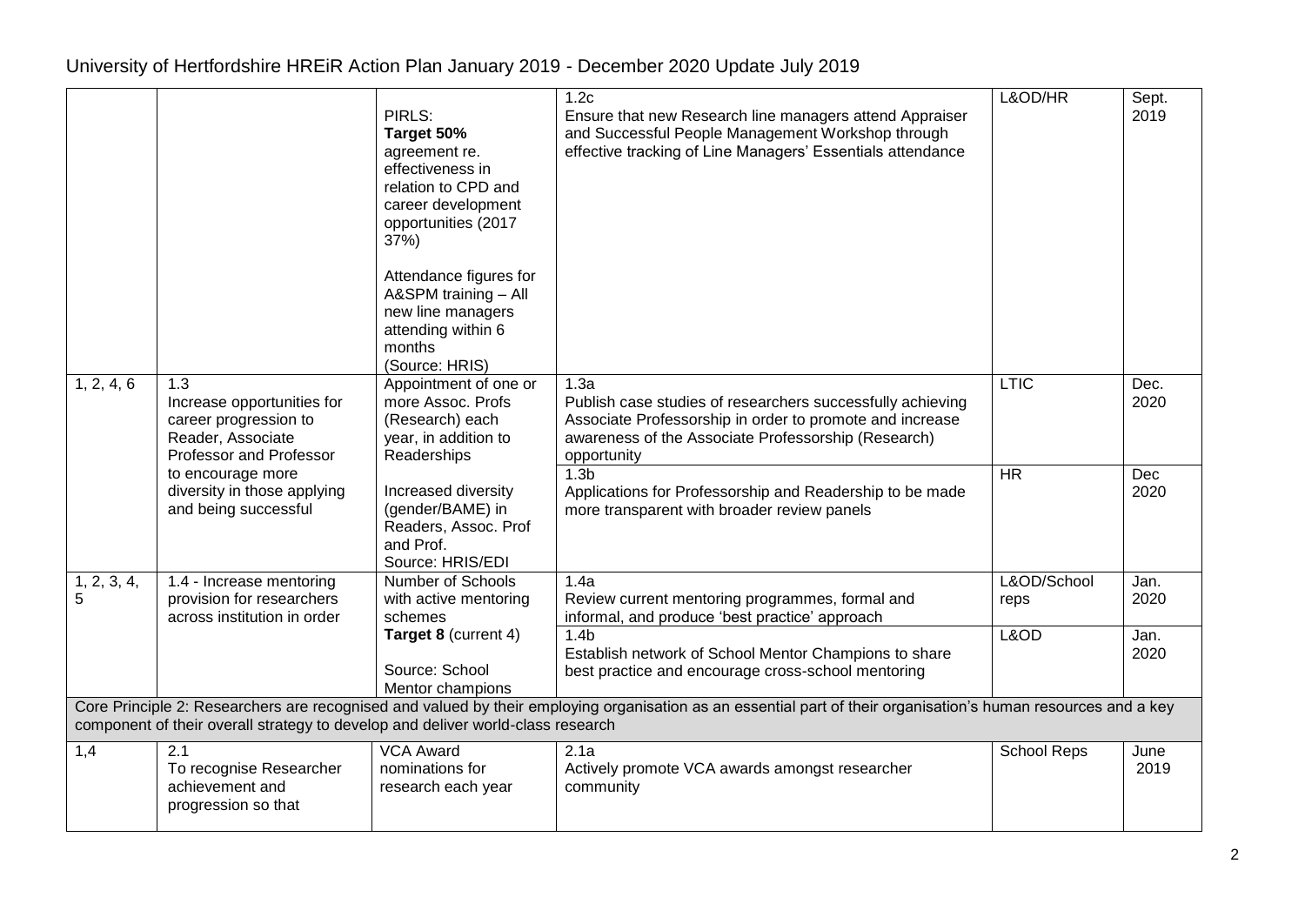# University of Hertfordshire HREiR Action Plan January 2019 - December 2020 Update July 2019

| | | | | | |
|---|---|---|---|---|---|
| | | PIRLS: **Target 50%** agreement re. effectiveness in relation to CPD and career development opportunities (2017 37%)<br><br>Attendance figures for A&SPM training – All new line managers attending within 6 months (Source: HRIS) | 1.2c<br>Ensure that new Research line managers attend Appraiser and Successful People Management Workshop through effective tracking of Line Managers' Essentials attendance | L&OD/HR | Sept. 2019 |
| 1, 2, 4, 6 | 1.3<br>Increase opportunities for career progression to Reader, Associate Professor and Professor to encourage more diversity in those applying and being successful | Appointment of one or more Assoc. Profs (Research) each year, in addition to Readerships<br><br>Increased diversity (gender/BAME) in Readers, Assoc. Prof and Prof. Source: HRIS/EDI | 1.3a<br>Publish case studies of researchers successfully achieving Associate Professorship in order to promote and increase awareness of the Associate Professorship (Research) opportunity | LTIC | Dec. 2020 |
| | | | 1.3b<br>Applications for Professorship and Readership to be made more transparent with broader review panels | HR | Dec 2020 |
| 1, 2, 3, 4, 5 | 1.4 - Increase mentoring provision for researchers across institution in order | Number of Schools with active mentoring schemes **Target 8** (current 4)<br><br>Source: School Mentor champions | 1.4a<br>Review current mentoring programmes, formal and informal, and produce 'best practice' approach | L&OD/School reps | Jan. 2020 |
| | | | 1.4b<br>Establish network of School Mentor Champions to share best practice and encourage cross-school mentoring | L&OD | Jan. 2020 |
| Core Principle 2: Researchers are recognised and valued by their employing organisation as an essential part of their organisation's human resources and a key component of their overall strategy to develop and deliver world-class research | | | | | |
| 1,4 | 2.1<br>To recognise Researcher achievement and progression so that | VCA Award nominations for research each year | 2.1a<br>Actively promote VCA awards amongst researcher community | School Reps | June 2019 |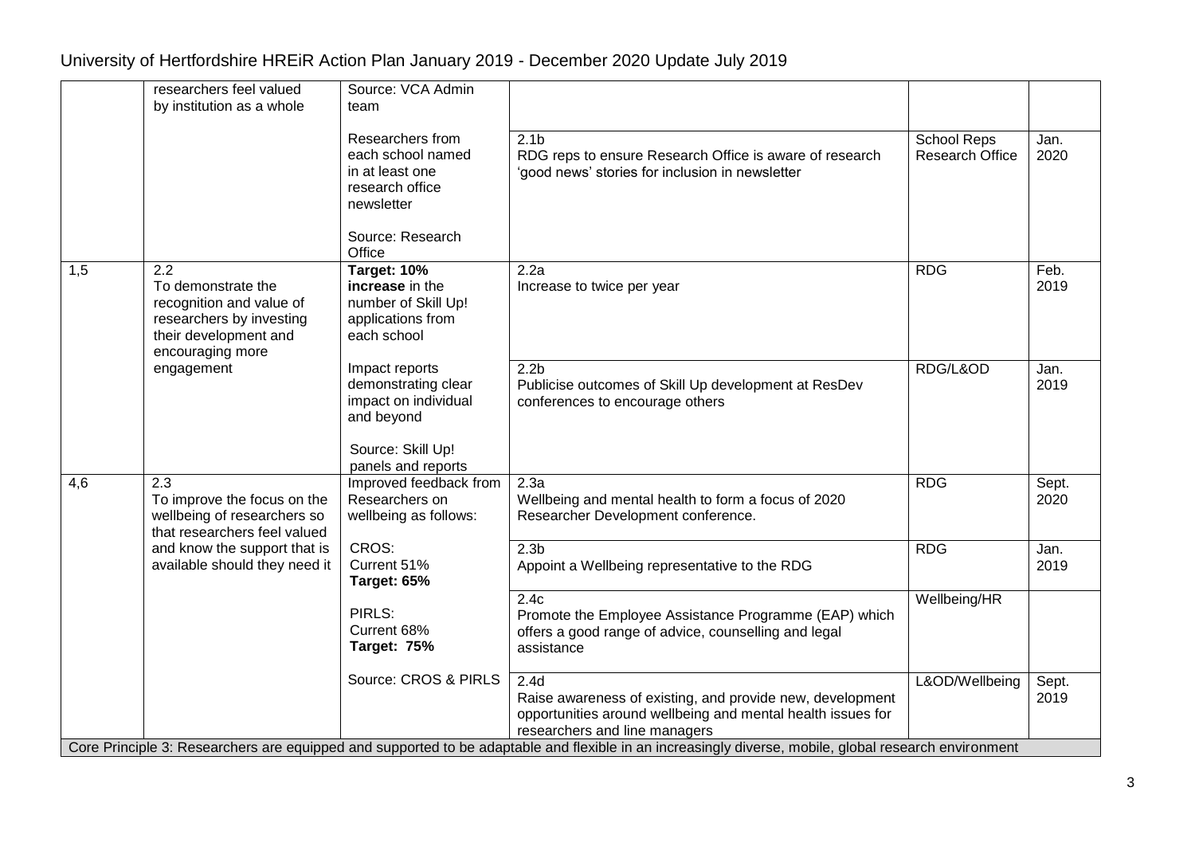| | | | | | |
|---|---|---|---|---|---|
| | researchers feel valued by institution as a whole | Source: VCA Admin team | | | |
| | | Researchers from each school named in at least one research office newsletter<br><br>Source: Research Office | 2.1b<br>RDG reps to ensure Research Office is aware of research 'good news' stories for inclusion in newsletter | School Reps Research Office | Jan. 2020 |
| 1,5 | 2.2<br>To demonstrate the recognition and value of researchers by investing their development and encouraging more engagement | **Target: 10% increase** in the number of Skill Up! applications from each school | 2.2a<br>Increase to twice per year | RDG | Feb. 2019 |
| | | Impact reports demonstrating clear impact on individual and beyond<br><br>Source: Skill Up! panels and reports | 2.2b<br>Publicise outcomes of Skill Up development at ResDev conferences to encourage others | RDG/L&OD | Jan. 2019 |
| 4,6 | 2.3<br>To improve the focus on the wellbeing of researchers so that researchers feel valued and know the support that is available should they need it | Improved feedback from Researchers on wellbeing as follows: | 2.3a<br>Wellbeing and mental health to form a focus of 2020 Researcher Development conference. | RDG | Sept. 2020 |
| | | CROS:<br>Current 51%<br>**Target: 65%** | 2.3b<br>Appoint a Wellbeing representative to the RDG | RDG | Jan. 2019 |
| | | PIRLS:<br>Current 68%<br>**Target: 75%** | 2.4c<br>Promote the Employee Assistance Programme (EAP) which offers a good range of advice, counselling and legal assistance | Wellbeing/HR | |
| | | Source: CROS & PIRLS | 2.4d<br>Raise awareness of existing, and provide new, development opportunities around wellbeing and mental health issues for researchers and line managers | L&OD/Wellbeing | Sept. 2019 |
| Core Principle 3: Researchers are equipped and supported to be adaptable and flexible in an increasingly diverse, mobile, global research environment | | | | | |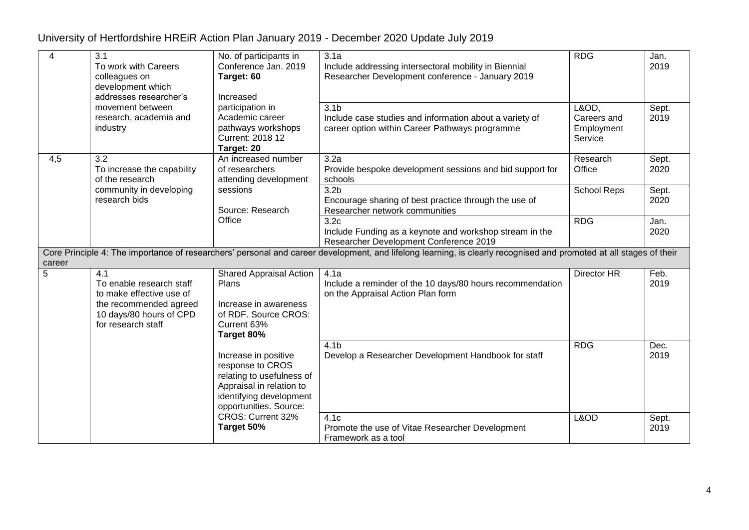# University of Hertfordshire HREiR Action Plan January 2019 - December 2020 Update July 2019

| | | | | | |
|---|---|---|---|---|---|
| 4 | 3.1 To work with Careers colleagues on development which addresses researcher's movement between research, academia and industry | No. of participants in Conference Jan. 2019 **Target: 60** Increased participation in Academic career pathways workshops Current: 2018 12 **Target: 20** | 3.1a Include addressing intersectoral mobility in Biennial Researcher Development conference - January 2019 | RDG | Jan. 2019 |
| | | | 3.1b Include case studies and information about a variety of career option within Career Pathways programme | L&OD, Careers and Employment Service | Sept. 2019 |
| 4,5 | 3.2 To increase the capability of the research community in developing research bids | An increased number of researchers attending development sessions Source: Research Office | 3.2a Provide bespoke development sessions and bid support for schools | Research Office | Sept. 2020 |
| | | | 3.2b Encourage sharing of best practice through the use of Researcher network communities | School Reps | Sept. 2020 |
| | | | 3.2c Include Funding as a keynote and workshop stream in the Researcher Development Conference 2019 | RDG | Jan. 2020 |
| Core Principle 4: The importance of researchers' personal and career development, and lifelong learning, is clearly recognised and promoted at all stages of their career | | | | | |
| 5 | 4.1 To enable research staff to make effective use of the recommended agreed 10 days/80 hours of CPD for research staff | Shared Appraisal Action Plans Increase in awareness of RDF. Source CROS: Current 63% **Target 80%** | 4.1a Include a reminder of the 10 days/80 hours recommendation on the Appraisal Action Plan form | Director HR | Feb. 2019 |
| | | Increase in positive response to CROS relating to usefulness of Appraisal in relation to identifying development opportunities. Source: CROS: Current 32% **Target 50%** | 4.1b Develop a Researcher Development Handbook for staff | RDG | Dec. 2019 |
| | | | 4.1c Promote the use of Vitae Researcher Development Framework as a tool | L&OD | Sept. 2019 |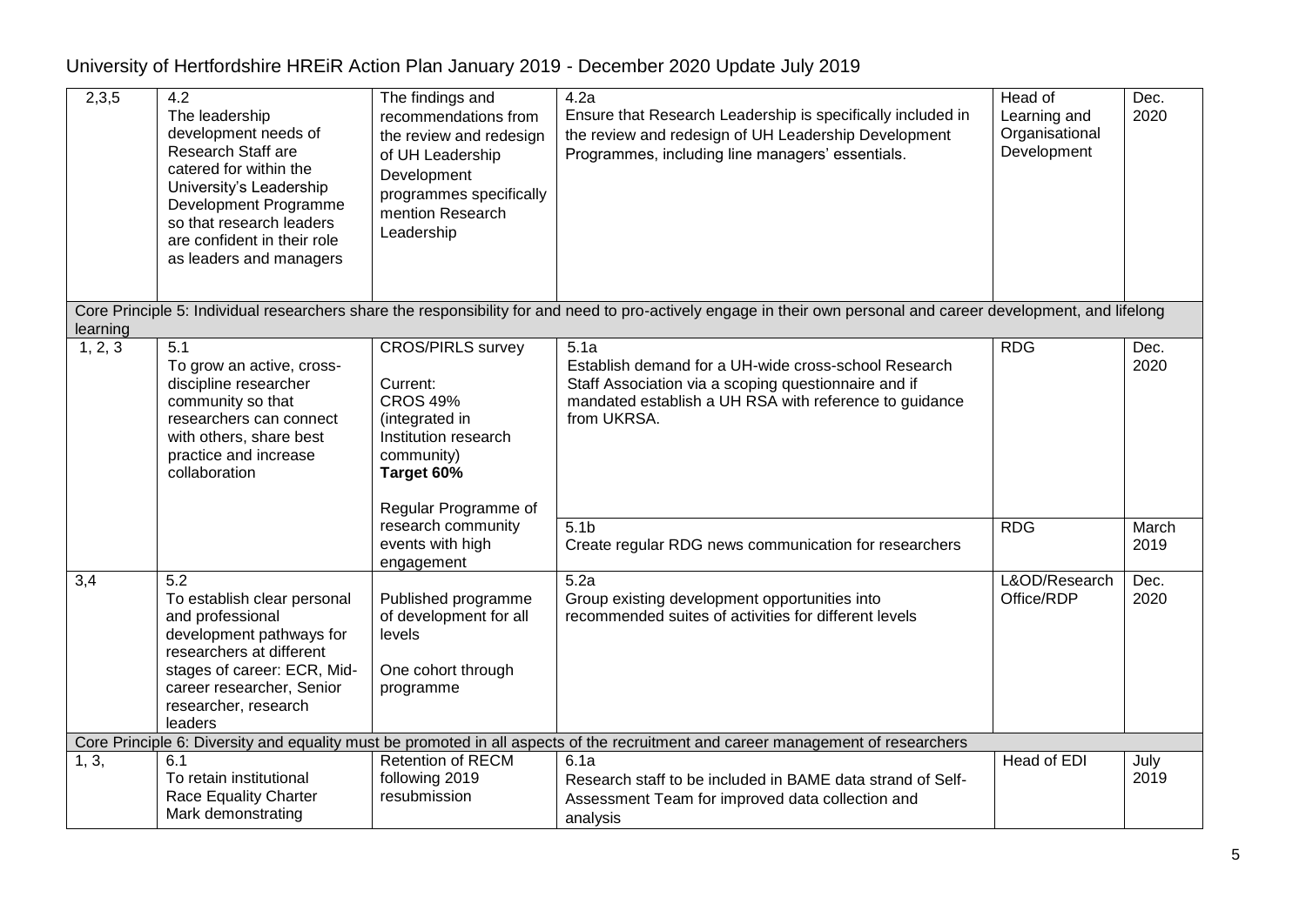# University of Hertfordshire HREiR Action Plan January 2019 - December 2020 Update July 2019

| | | | | | |
|---|---|---|---|---|---|
| 2,3,5 | 4.2<br>The leadership development needs of Research Staff are catered for within the University's Leadership Development Programme so that research leaders are confident in their role as leaders and managers | The findings and recommendations from the review and redesign of UH Leadership Development programmes specifically mention Research Leadership | 4.2a<br>Ensure that Research Leadership is specifically included in the review and redesign of UH Leadership Development Programmes, including line managers' essentials. | Head of Learning and Organisational Development | Dec. 2020 |
| Core Principle 5: Individual researchers share the responsibility for and need to pro-actively engage in their own personal and career development, and lifelong learning | | | | | |
| 1, 2, 3 | 5.1<br>To grow an active, cross-discipline researcher community so that researchers can connect with others, share best practice and increase collaboration | CROS/PIRLS survey<br><br>Current:<br>CROS 49% (integrated in Institution research community)<br>**Target 60%**<br><br>Regular Programme of research community events with high engagement | 5.1a<br>Establish demand for a UH-wide cross-school Research Staff Association via a scoping questionnaire and if mandated establish a UH RSA with reference to guidance from UKRSA. | RDG | Dec. 2020 |
| | | | 5.1b<br>Create regular RDG news communication for researchers | RDG | March 2019 |
| 3,4 | 5.2<br>To establish clear personal and professional development pathways for researchers at different stages of career: ECR, Mid-career researcher, Senior researcher, research leaders | Published programme of development for all levels<br><br>One cohort through programme | 5.2a<br>Group existing development opportunities into recommended suites of activities for different levels | L&OD/Research Office/RDP | Dec. 2020 |
| Core Principle 6: Diversity and equality must be promoted in all aspects of the recruitment and career management of researchers | | | | | |
| 1, 3, | 6.1<br>To retain institutional Race Equality Charter Mark demonstrating | Retention of RECM following 2019 resubmission | 6.1a<br>Research staff to be included in BAME data strand of Self-Assessment Team for improved data collection and analysis | Head of EDI | July 2019 |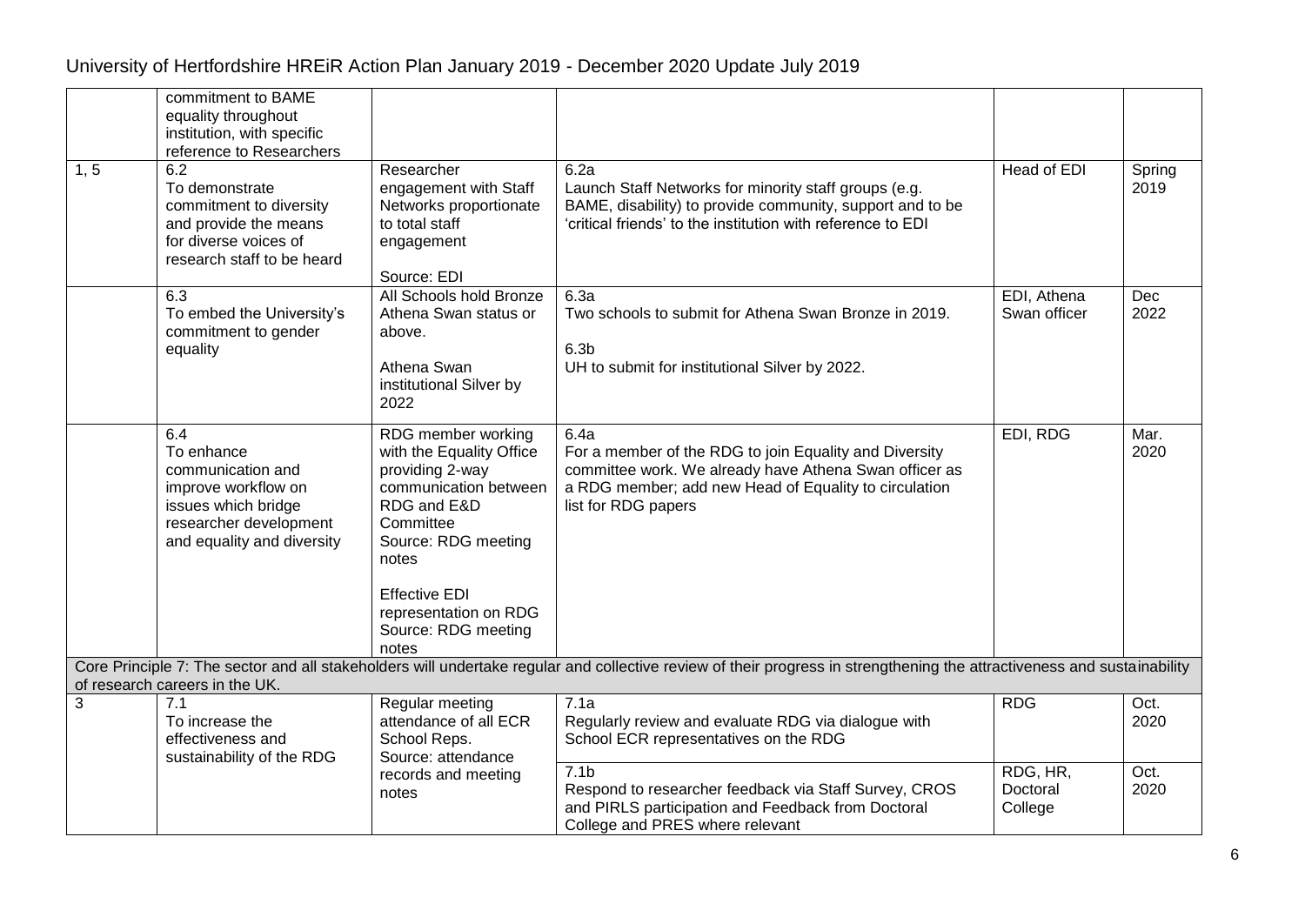| | commitment to BAME equality throughout institution, with specific reference to Researchers | | | | |
|---|---|---|---|---|---|
| 1, 5 | 6.2<br>To demonstrate commitment to diversity and provide the means for diverse voices of research staff to be heard | Researcher engagement with Staff Networks proportionate to total staff engagement<br><br>Source: EDI | 6.2a<br>Launch Staff Networks for minority staff groups (e.g. BAME, disability) to provide community, support and to be 'critical friends' to the institution with reference to EDI | Head of EDI | Spring 2019 |
| | 6.3<br>To embed the University's commitment to gender equality | All Schools hold Bronze Athena Swan status or above.<br><br>Athena Swan institutional Silver by 2022 | 6.3a<br>Two schools to submit for Athena Swan Bronze in 2019.<br><br>6.3b<br>UH to submit for institutional Silver by 2022. | EDI, Athena Swan officer | Dec 2022 |
| | 6.4<br>To enhance communication and improve workflow on issues which bridge researcher development and equality and diversity | RDG member working with the Equality Office providing 2-way communication between RDG and E&D Committee<br>Source: RDG meeting notes<br><br>Effective EDI representation on RDG<br>Source: RDG meeting notes | 6.4a<br>For a member of the RDG to join Equality and Diversity committee work. We already have Athena Swan officer as a RDG member; add new Head of Equality to circulation list for RDG papers | EDI, RDG | Mar. 2020 |
| Core Principle 7: The sector and all stakeholders will undertake regular and collective review of their progress in strengthening the attractiveness and sustainability of research careers in the UK. | | | | | |
| 3 | 7.1<br>To increase the effectiveness and sustainability of the RDG | Regular meeting attendance of all ECR School Reps.<br>Source: attendance records and meeting notes | 7.1a<br>Regularly review and evaluate RDG via dialogue with School ECR representatives on the RDG | RDG | Oct. 2020 |
| | | | 7.1b<br>Respond to researcher feedback via Staff Survey, CROS and PIRLS participation and Feedback from Doctoral College and PRES where relevant | RDG, HR, Doctoral College | Oct. 2020 |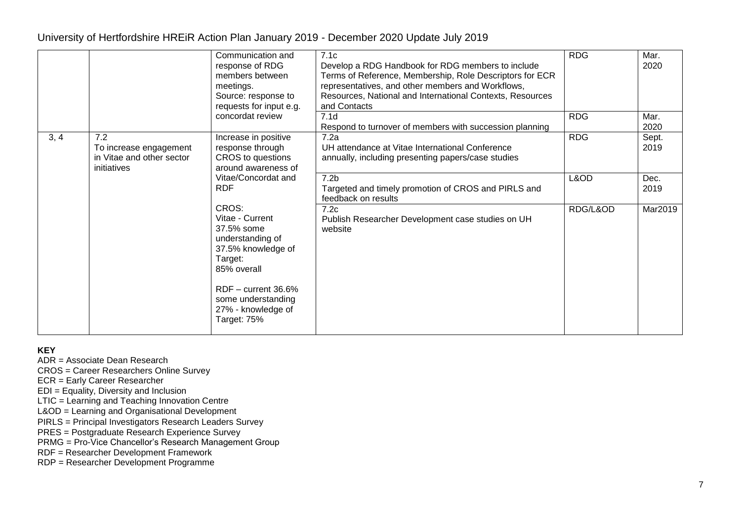| | | Communication and response of RDG members between meetings. Source: response to requests for input e.g. concordat review | 7.1c Develop a RDG Handbook for RDG members to include Terms of Reference, Membership, Role Descriptors for ECR representatives, and other members and Workflows, Resources, National and International Contexts, Resources and Contacts | RDG | Mar. 2020 |
|---|---|---|---|---|---|
| | | | 7.1d Respond to turnover of members with succession planning | RDG | Mar. 2020 |
| 3, 4 | 7.2 To increase engagement in Vitae and other sector initiatives | Increase in positive response through CROS to questions around awareness of Vitae/Concordat and RDF<br><br>CROS:<br>Vitae - Current 37.5% some understanding of 37.5% knowledge of<br>Target:<br>85% overall<br><br>RDF – current 36.6% some understanding 27% - knowledge of<br>Target: 75% | 7.2a UH attendance at Vitae International Conference annually, including presenting papers/case studies | RDG | Sept. 2019 |
| | | | 7.2b Targeted and timely promotion of CROS and PIRLS and feedback on results | L&OD | Dec. 2019 |
| | | | 7.2c Publish Researcher Development case studies on UH website | RDG/L&OD | Mar2019 |

**KEY**

ADR = Associate Dean Research
CROS = Career Researchers Online Survey
ECR = Early Career Researcher
EDI = Equality, Diversity and Inclusion
LTIC = Learning and Teaching Innovation Centre
L&OD = Learning and Organisational Development
PIRLS = Principal Investigators Research Leaders Survey
PRES = Postgraduate Research Experience Survey
PRMG = Pro-Vice Chancellor's Research Management Group
RDF = Researcher Development Framework
RDP = Researcher Development Programme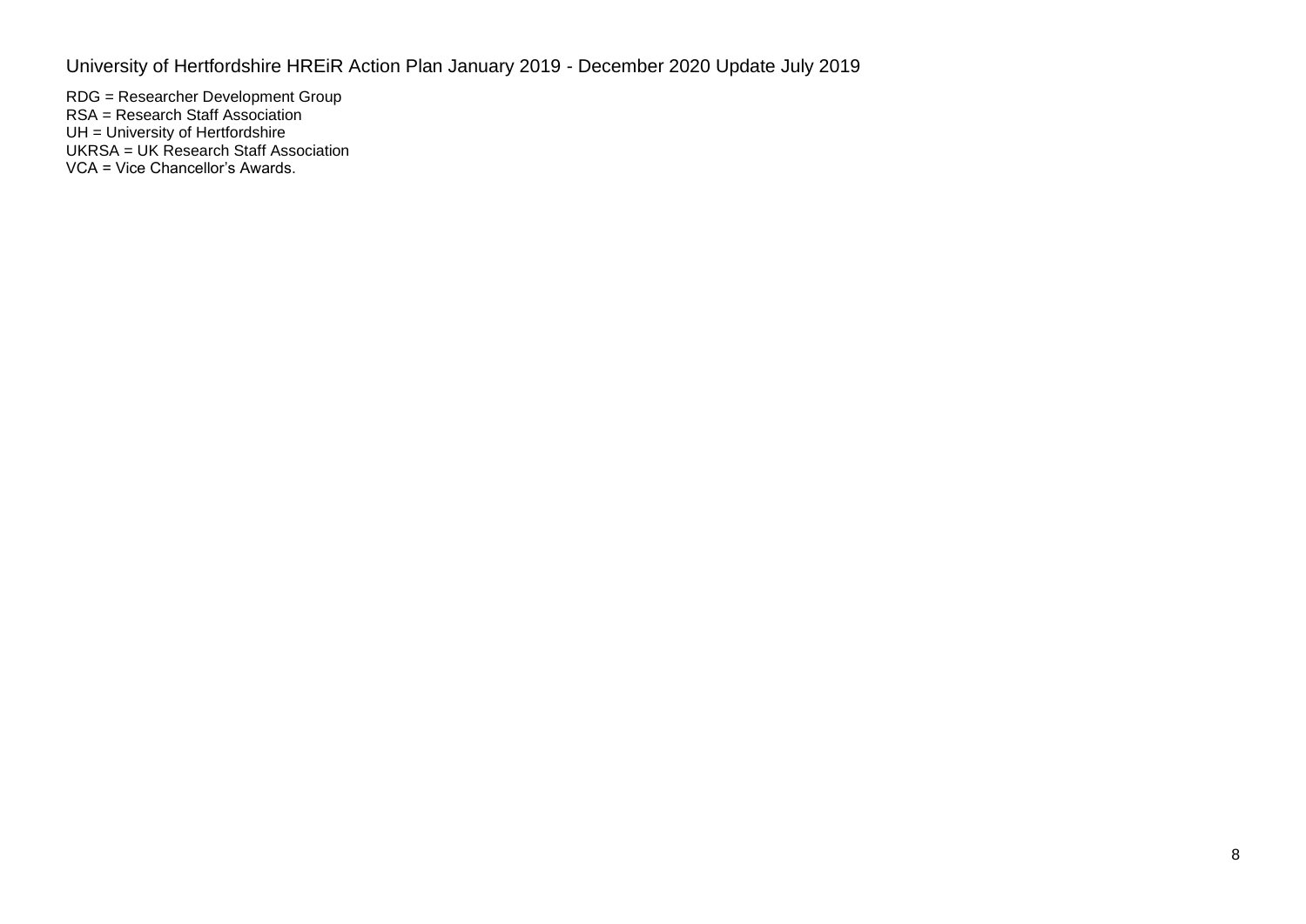University of Hertfordshire HREiR Action Plan January 2019 - December 2020 Update July 2019

RDG = Researcher Development Group
RSA = Research Staff Association
UH = University of Hertfordshire
UKRSA = UK Research Staff Association
VCA = Vice Chancellor's Awards.